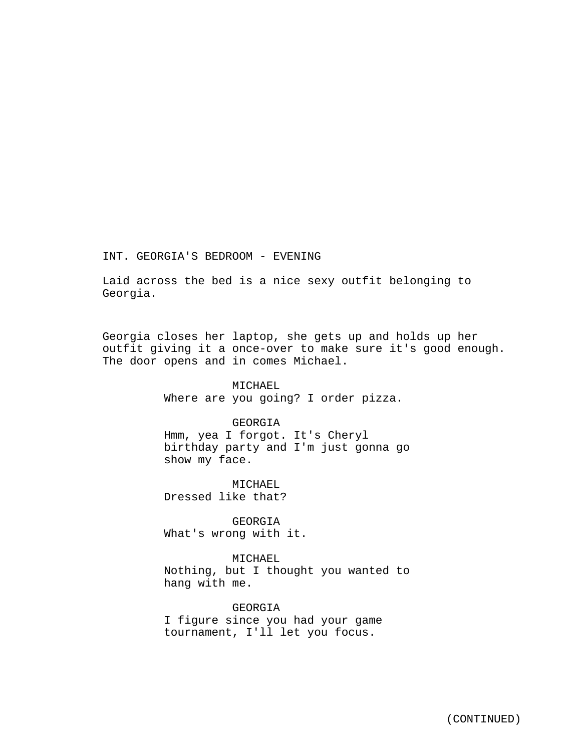INT. GEORGIA'S BEDROOM - EVENING

Laid across the bed is a nice sexy outfit belonging to Georgia.

Georgia closes her laptop, she gets up and holds up her outfit giving it a once-over to make sure it's good enough. The door opens and in comes Michael.

MICHAEL
Where are you going? I order pizza.

GEORGIA
Hmm, yea I forgot. It's Cheryl birthday party and I'm just gonna go show my face.

MICHAEL
Dressed like that?

GEORGIA
What's wrong with it.

MICHAEL
Nothing, but I thought you wanted to hang with me.

GEORGIA
I figure since you had your game tournament, I'll let you focus.

(CONTINUED)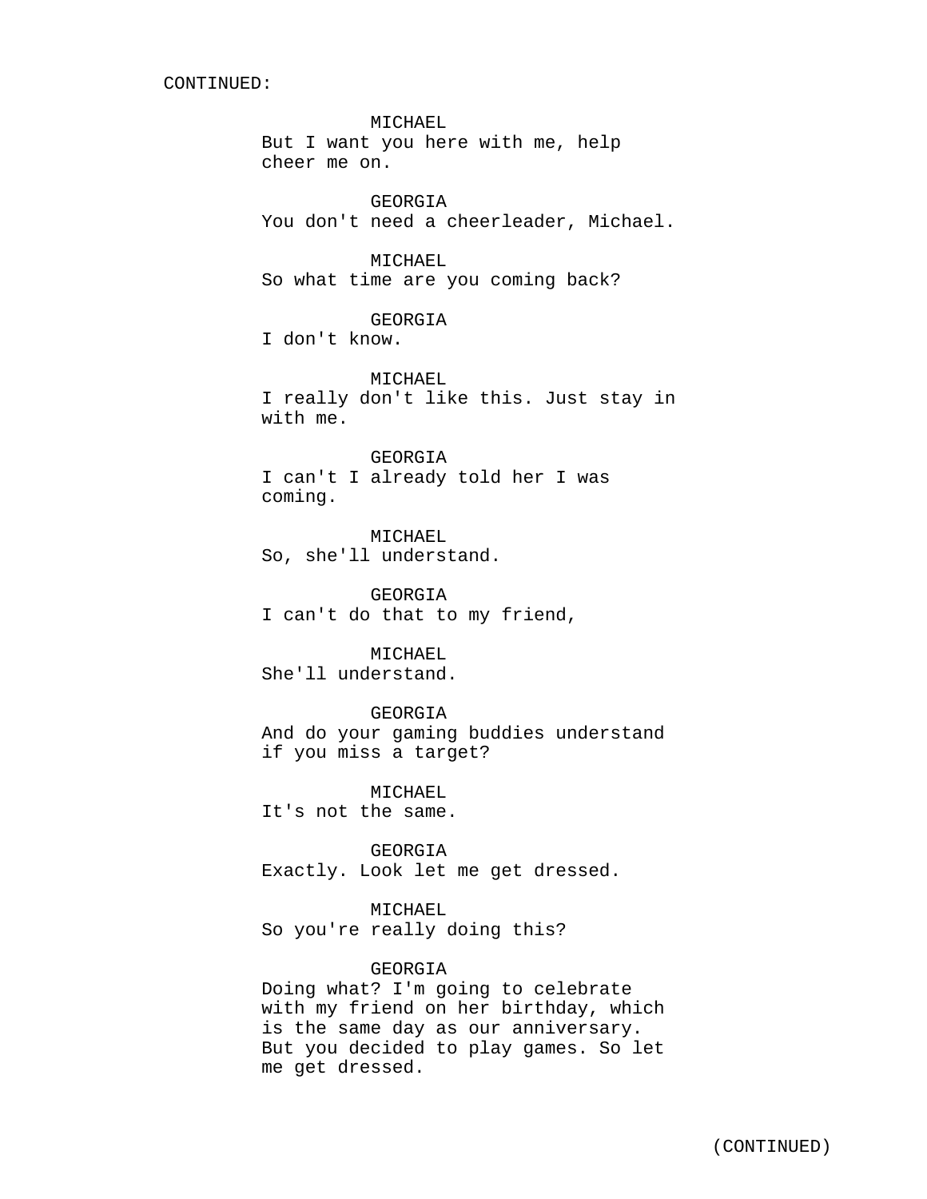CONTINUED:

MICHAEL
But I want you here with me, help cheer me on.

GEORGIA
You don't need a cheerleader, Michael.

MICHAEL
So what time are you coming back?

GEORGIA
I don't know.

MICHAEL
I really don't like this. Just stay in with me.

GEORGIA
I can't I already told her I was coming.

MICHAEL
So, she'll understand.

GEORGIA
I can't do that to my friend,

MICHAEL
She'll understand.

GEORGIA
And do your gaming buddies understand if you miss a target?

MICHAEL
It's not the same.

GEORGIA
Exactly. Look let me get dressed.

MICHAEL
So you're really doing this?

GEORGIA
Doing what? I'm going to celebrate with my friend on her birthday, which is the same day as our anniversary. But you decided to play games. So let me get dressed.

(CONTINUED)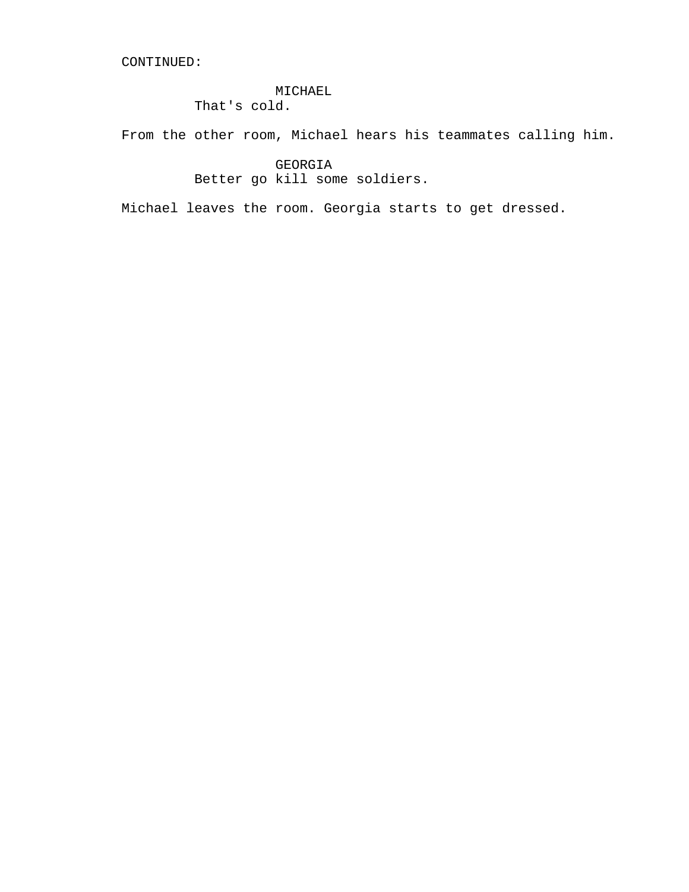CONTINUED:

MICHAEL
That's cold.

From the other room, Michael hears his teammates calling him.

GEORGIA
Better go kill some soldiers.

Michael leaves the room. Georgia starts to get dressed.